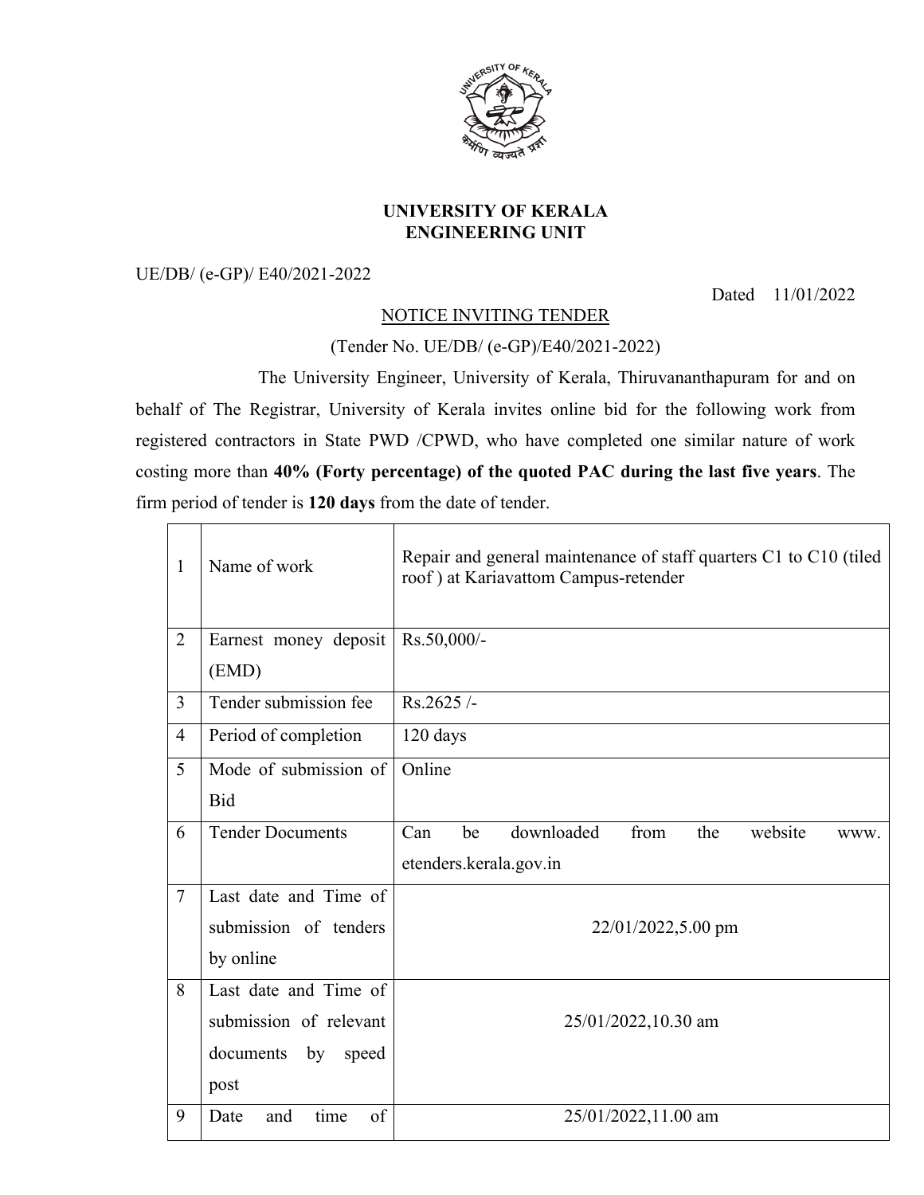**UNIVERSITY OF KERALA**
**ENGINEERING UNIT**

UE/DB/ (e-GP)/ E40/2021-2022

Dated 11/01/2022

NOTICE INVITING TENDER

(Tender No. UE/DB/ (e-GP)/E40/2021-2022)

The University Engineer, University of Kerala, Thiruvananthapuram for and on behalf of The Registrar, University of Kerala invites online bid for the following work from registered contractors in State PWD /CPWD, who have completed one similar nature of work costing more than **40% (Forty percentage) of the quoted PAC during the last five years**. The firm period of tender is **120 days** from the date of tender.

| | | |
|---|---|---|
| 1 | Name of work | Repair and general maintenance of staff quarters C1 to C10 (tiled roof ) at Kariavattom Campus-retender |
| 2 | Earnest money deposit (EMD) | Rs.50,000/- |
| 3 | Tender submission fee | Rs.2625 /- |
| 4 | Period of completion | 120 days |
| 5 | Mode of submission of Bid | Online |
| 6 | Tender Documents | Can be downloaded from the website www. etenders.kerala.gov.in |
| 7 | Last date and Time of submission of tenders by online | 22/01/2022,5.00 pm |
| 8 | Last date and Time of submission of relevant documents by speed post | 25/01/2022,10.30 am |
| 9 | Date and time of | 25/01/2022,11.00 am |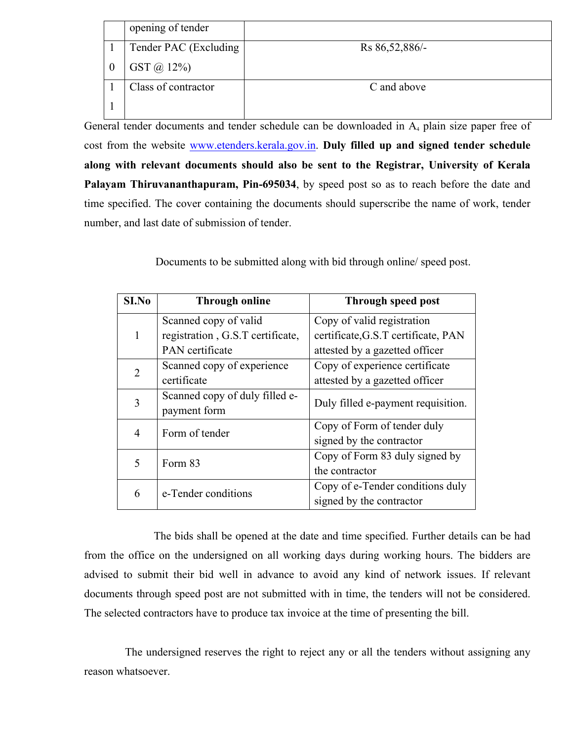|  |  |  |
|---|---|---|
|  | opening of tender |  |
| 10 | Tender PAC (Excluding GST @ 12%) | Rs 86,52,886/- |
| 11 | Class of contractor | C and above |

General tender documents and tender schedule can be downloaded in $A_4$ plain size paper free of cost from the website www.etenders.kerala.gov.in. **Duly filled up and signed tender schedule along with relevant documents should also be sent to the Registrar, University of Kerala Palayam Thiruvananthapuram, Pin-695034**, by speed post so as to reach before the date and time specified. The cover containing the documents should superscribe the name of work, tender number, and last date of submission of tender.

Documents to be submitted along with bid through online/ speed post.

| SI.No | Through online | Through speed post |
|---|---|---|
| 1 | Scanned copy of valid registration , G.S.T certificate, PAN certificate | Copy of valid registration certificate,G.S.T certificate, PAN attested by a gazetted officer |
| 2 | Scanned copy of experience certificate | Copy of experience certificate attested by a gazetted officer |
| 3 | Scanned copy of duly filled e-payment form | Duly filled e-payment requisition. |
| 4 | Form of tender | Copy of Form of tender duly signed by the contractor |
| 5 | Form 83 | Copy of Form 83 duly signed by the contractor |
| 6 | e-Tender conditions | Copy of e-Tender conditions duly signed by the contractor |

The bids shall be opened at the date and time specified. Further details can be had from the office on the undersigned on all working days during working hours. The bidders are advised to submit their bid well in advance to avoid any kind of network issues. If relevant documents through speed post are not submitted with in time, the tenders will not be considered. The selected contractors have to produce tax invoice at the time of presenting the bill.

The undersigned reserves the right to reject any or all the tenders without assigning any reason whatsoever.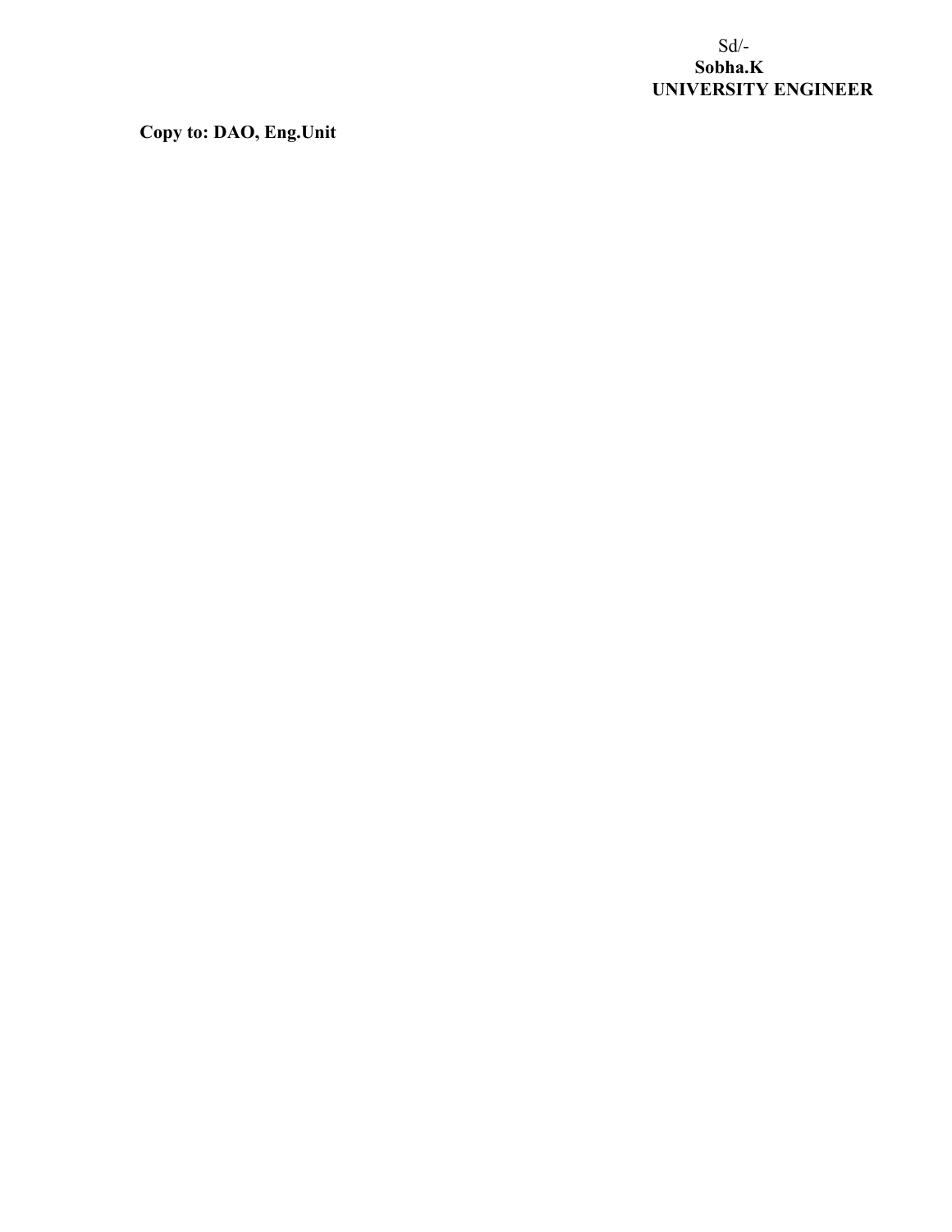Sd/-
**Sobha.K**
**UNIVERSITY ENGINEER**

**Copy to: DAO, Eng.Unit**